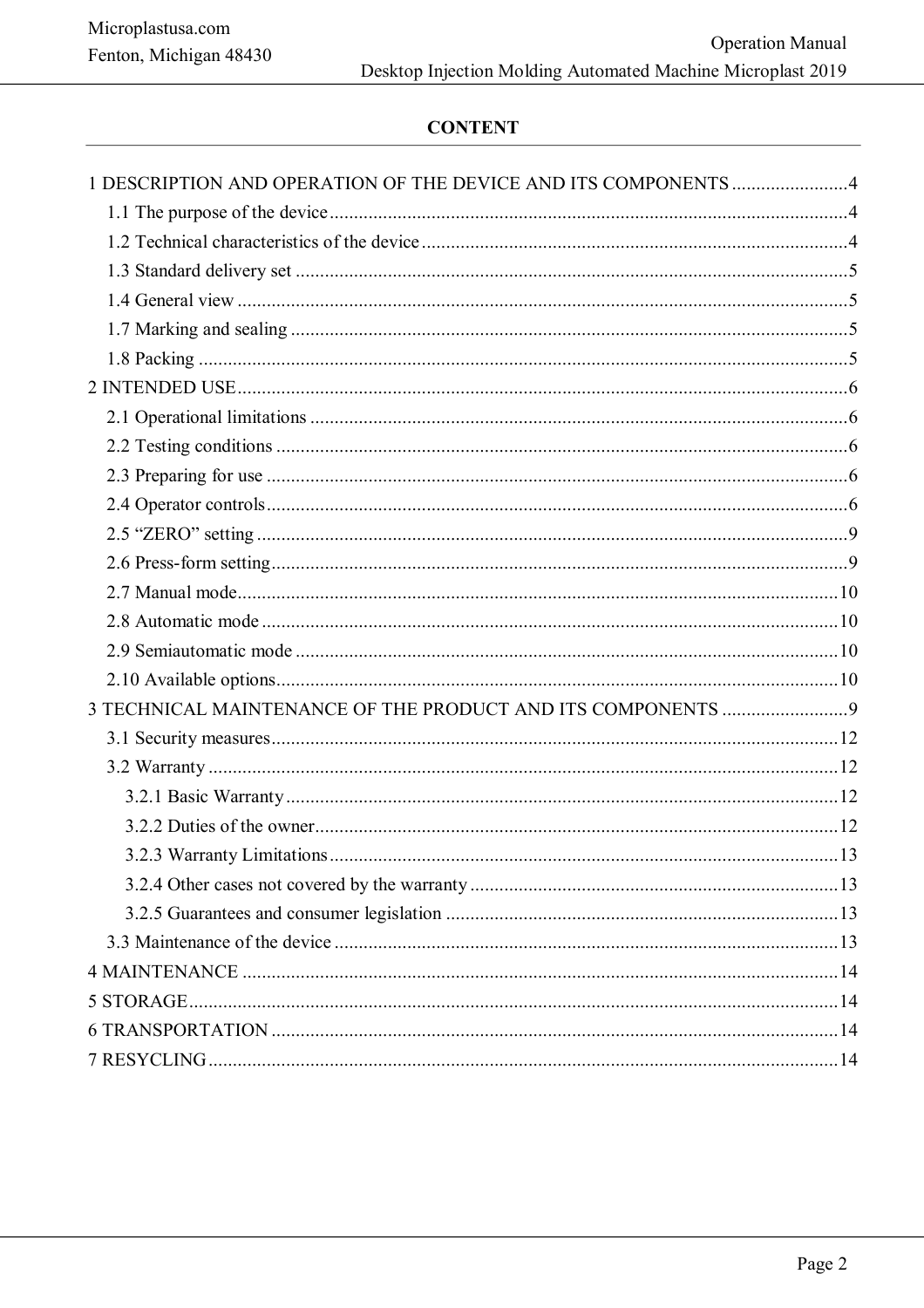**CONTENT**

1 DESCRIPTION AND OPERATION OF THE DEVICE AND ITS COMPONENTS ........................4
- 1.1 The purpose of the device ........................4
- 1.2 Technical characteristics of the device ........................4
- 1.3 Standard delivery set ........................5
- 1.4 General view ........................5
- 1.7 Marking and sealing ........................5
- 1.8 Packing ........................5

2 INTENDED USE ........................6
- 2.1 Operational limitations ........................6
- 2.2 Testing conditions ........................6
- 2.3 Preparing for use ........................6
- 2.4 Operator controls ........................6
- 2.5 “ZERO” setting ........................9
- 2.6 Press-form setting ........................9
- 2.7 Manual mode ........................10
- 2.8 Automatic mode ........................10
- 2.9 Semiautomatic mode ........................10
- 2.10 Available options ........................10

3 TECHNICAL MAINTENANCE OF THE PRODUCT AND ITS COMPONENTS ........................9
- 3.1 Security measures ........................12
- 3.2 Warranty ........................12
  - 3.2.1 Basic Warranty ........................12
  - 3.2.2 Duties of the owner ........................12
  - 3.2.3 Warranty Limitations ........................13
  - 3.2.4 Other cases not covered by the warranty ........................13
  - 3.2.5 Guarantees and consumer legislation ........................13
- 3.3 Maintenance of the device ........................13

4 MAINTENANCE ........................14

5 STORAGE ........................14

6 TRANSPORTATION ........................14

7 RESYCLING ........................14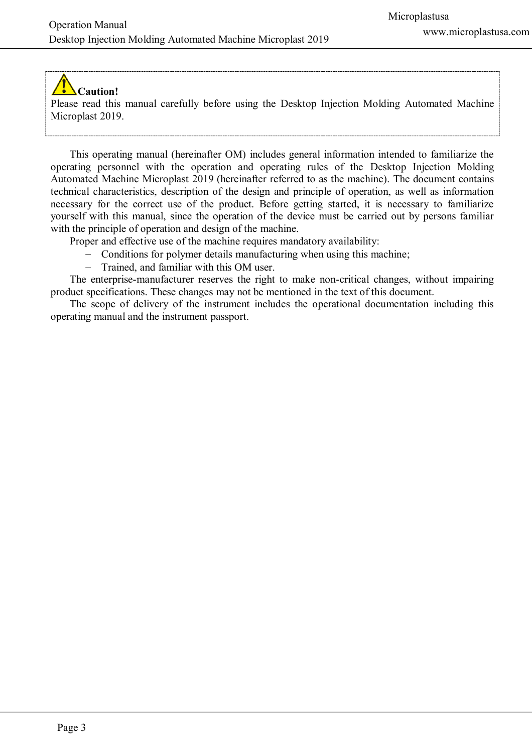**Caution!**
Please read this manual carefully before using the Desktop Injection Molding Automated Machine Microplast 2019.

This operating manual (hereinafter OM) includes general information intended to familiarize the operating personnel with the operation and operating rules of the Desktop Injection Molding Automated Machine Microplast 2019 (hereinafter referred to as the machine). The document contains technical characteristics, description of the design and principle of operation, as well as information necessary for the correct use of the product. Before getting started, it is necessary to familiarize yourself with this manual, since the operation of the device must be carried out by persons familiar with the principle of operation and design of the machine.

Proper and effective use of the machine requires mandatory availability:

- Conditions for polymer details manufacturing when using this machine;
- Trained, and familiar with this OM user.

The enterprise-manufacturer reserves the right to make non-critical changes, without impairing product specifications. These changes may not be mentioned in the text of this document.

The scope of delivery of the instrument includes the operational documentation including this operating manual and the instrument passport.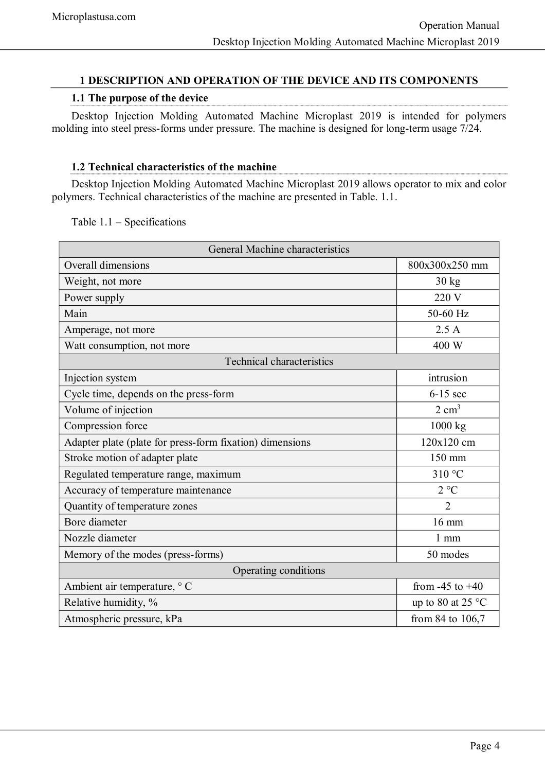# 1 DESCRIPTION AND OPERATION OF THE DEVICE AND ITS COMPONENTS

## 1.1 The purpose of the device

Desktop Injection Molding Automated Machine Microplast 2019 is intended for polymers molding into steel press-forms under pressure. The machine is designed for long-term usage 7/24.

## 1.2 Technical characteristics of the machine

Desktop Injection Molding Automated Machine Microplast 2019 allows operator to mix and color polymers. Technical characteristics of the machine are presented in Table. 1.1.

Table 1.1 – Specifications

| General Machine characteristics | |
|---|---|
| Overall dimensions | 800x300x250 mm |
| Weight, not more | 30 kg |
| Power supply | 220 V |
| Main | 50-60 Hz |
| Amperage, not more | 2.5 A |
| Watt consumption, not more | 400 W |
| **Technical characteristics** | |
| Injection system | intrusion |
| Cycle time, depends on the press-form | 6-15 sec |
| Volume of injection | 2 $cm^3$ |
| Compression force | 1000 kg |
| Adapter plate (plate for press-form fixation) dimensions | 120x120 cm |
| Stroke motion of adapter plate | 150 mm |
| Regulated temperature range, maximum | 310 °C |
| Accuracy of temperature maintenance | 2 °C |
| Quantity of temperature zones | 2 |
| Bore diameter | 16 mm |
| Nozzle diameter | 1 mm |
| Memory of the modes (press-forms) | 50 modes |
| **Operating conditions** | |
| Ambient air temperature, ° C | from -45 to +40 |
| Relative humidity, % | up to 80 at 25 °C |
| Atmospheric pressure, kPa | from 84 to 106,7 |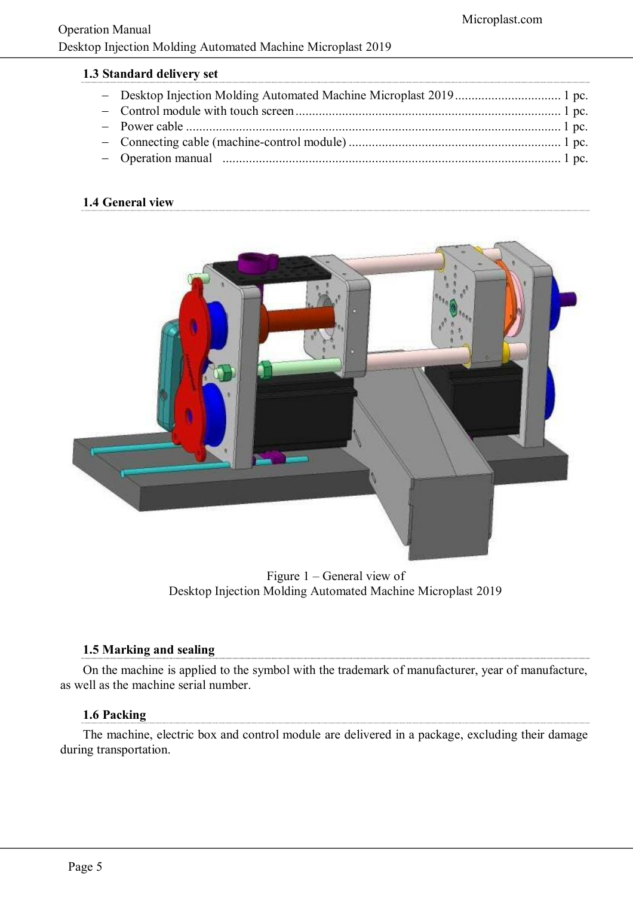### 1.3 Standard delivery set

- Desktop Injection Molding Automated Machine Microplast 2019 ................................ 1 pc.
- Control module with touch screen ................................................................................ 1 pc.
- Power cable ................................................................................................................. 1 pc.
- Connecting cable (machine-control module) ................................................................ 1 pc.
- Operation manual ...................................................................................................... 1 pc.

### 1.4 General view

Figure 1 – General view of
Desktop Injection Molding Automated Machine Microplast 2019

### 1.5 Marking and sealing

On the machine is applied to the symbol with the trademark of manufacturer, year of manufacture, as well as the machine serial number.

### 1.6 Packing

The machine, electric box and control module are delivered in a package, excluding their damage during transportation.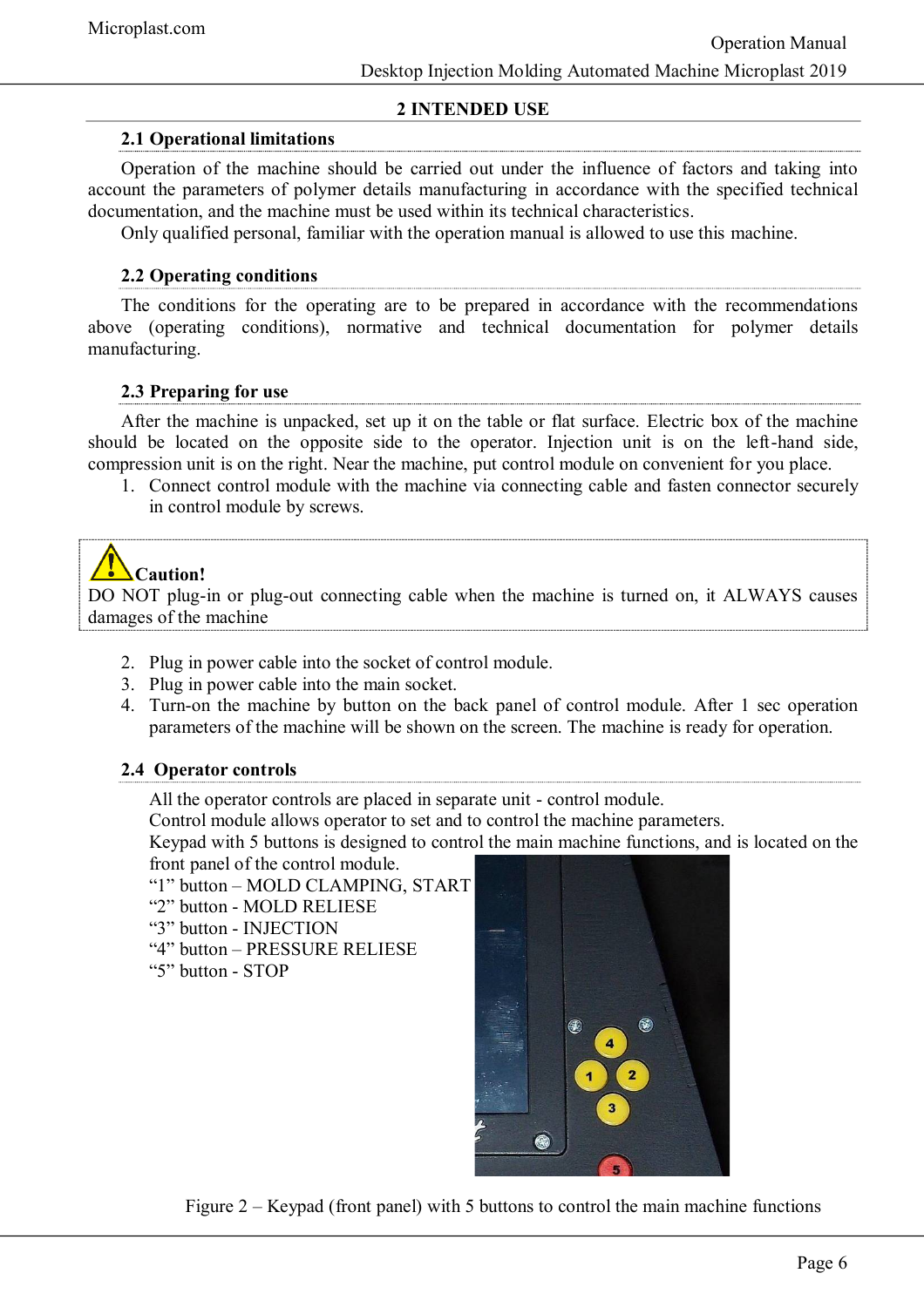## 2 INTENDED USE

### 2.1 Operational limitations

Operation of the machine should be carried out under the influence of factors and taking into account the parameters of polymer details manufacturing in accordance with the specified technical documentation, and the machine must be used within its technical characteristics.

Only qualified personal, familiar with the operation manual is allowed to use this machine.

### 2.2 Operating conditions

The conditions for the operating are to be prepared in accordance with the recommendations above (operating conditions), normative and technical documentation for polymer details manufacturing.

### 2.3 Preparing for use

After the machine is unpacked, set up it on the table or flat surface. Electric box of the machine should be located on the opposite side to the operator. Injection unit is on the left-hand side, compression unit is on the right. Near the machine, put control module on convenient for you place.

1. Connect control module with the machine via connecting cable and fasten connector securely in control module by screws.

> **Caution!**
> DO NOT plug-in or plug-out connecting cable when the machine is turned on, it ALWAYS causes damages of the machine

2. Plug in power cable into the socket of control module.
3. Plug in power cable into the main socket.
4. Turn-on the machine by button on the back panel of control module. After 1 sec operation parameters of the machine will be shown on the screen. The machine is ready for operation.

### 2.4 Operator controls

All the operator controls are placed in separate unit - control module.

Control module allows operator to set and to control the machine parameters.

Keypad with 5 buttons is designed to control the main machine functions, and is located on the front panel of the control module.

"1" button – MOLD CLAMPING, START
"2" button - MOLD RELIESE
"3" button - INJECTION
"4" button – PRESSURE RELIESE
"5" button - STOP

Figure 2 – Keypad (front panel) with 5 buttons to control the main machine functions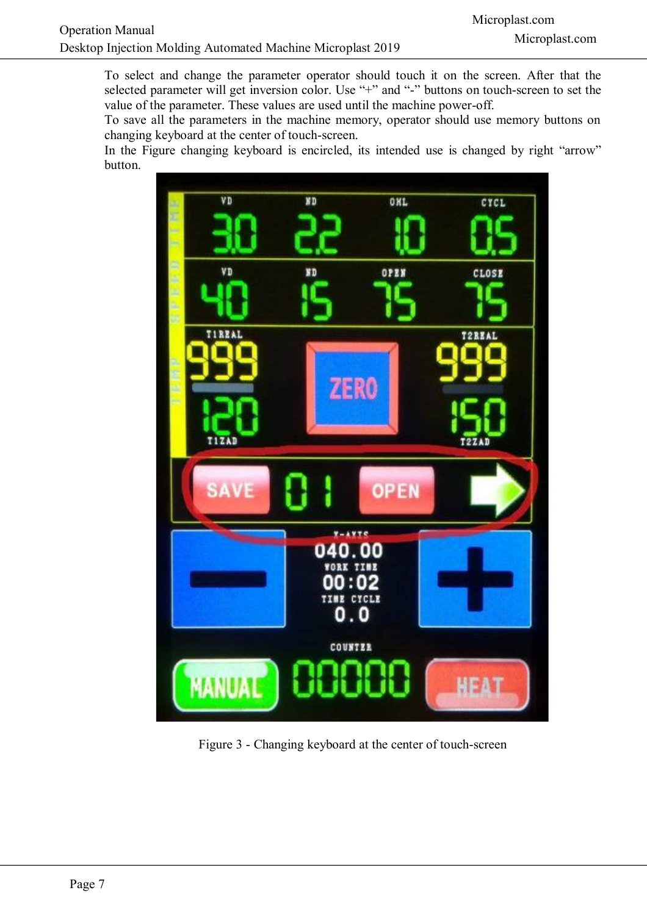To select and change the parameter operator should touch it on the screen. After that the selected parameter will get inversion color. Use "+" and "-" buttons on touch-screen to set the value of the parameter. These values are used until the machine power-off.
To save all the parameters in the machine memory, operator should use memory buttons on changing keyboard at the center of touch-screen.
In the Figure changing keyboard is encircled, its intended use is changed by right "arrow" button.

Figure 3 - Changing keyboard at the center of touch-screen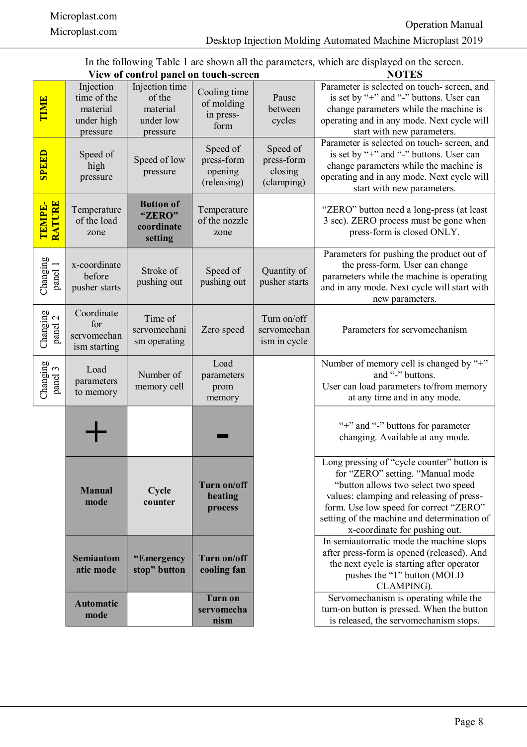In the following Table 1 are shown all the parameters, which are displayed on the screen.

| View of control panel on touch-screen | | | | | NOTES |
|---|---|---|---|---|---|
| **TIME** | Injection time of the material under high pressure | Injection time of the material under low pressure | Cooling time of molding in press-form | Pause between cycles | Parameter is selected on touch- screen, and is set by “+” and “-” buttons. User can change parameters while the machine is operating and in any mode. Next cycle will start with new parameters. |
| **SPEED** | Speed of high pressure | Speed of low pressure | Speed of press-form opening (releasing) | Speed of press-form closing (clamping) | Parameter is selected on touch- screen, and is set by “+” and “-” buttons. User can change parameters while the machine is operating and in any mode. Next cycle will start with new parameters. |
| **TEMPE-RATURE** | Temperature of the load zone | **Button of “ZERO” coordinate setting** | Temperature of the nozzle zone | | “ZERO” button need a long-press (at least 3 sec). ZERO process must be gone when press-form is closed ONLY. |
| Changing panel 1 | x-coordinate before pusher starts | Stroke of pushing out | Speed of pushing out | Quantity of pusher starts | Parameters for pushing the product out of the press-form. User can change parameters while the machine is operating and in any mode. Next cycle will start with new parameters. |
| Changing panel 2 | Coordinate for servomechanism starting | Time of servomechanism operating | Zero speed | Turn on/off servomechanism in cycle | Parameters for servomechanism |
| Changing panel 3 | Load parameters to memory | Number of memory cell | Load parameters prom memory | | Number of memory cell is changed by “+” and “-” buttons. User can load parameters to/from memory at any time and in any mode. |
| | **+** | | **-** | | “+” and “-” buttons for parameter changing. Available at any mode. |
| | **Manual mode** | **Cycle counter** | **Turn on/off heating process** | | Long pressing of “cycle counter” button is for “ZERO” setting. “Manual mode “button allows two select two speed values: clamping and releasing of press-form. Use low speed for correct “ZERO” setting of the machine and determination of x-coordinate for pushing out. |
| | **Semiautomatic mode** | **“Emergency stop” button** | **Turn on/off cooling fan** | | In semiautomatic mode the machine stops after press-form is opened (released). And the next cycle is starting after operator pushes the “1” button (MOLD CLAMPING). |
| | **Automatic mode** | | **Turn on servomechanism** | | Servomechanism is operating while the turn-on button is pressed. When the button is released, the servomechanism stops. |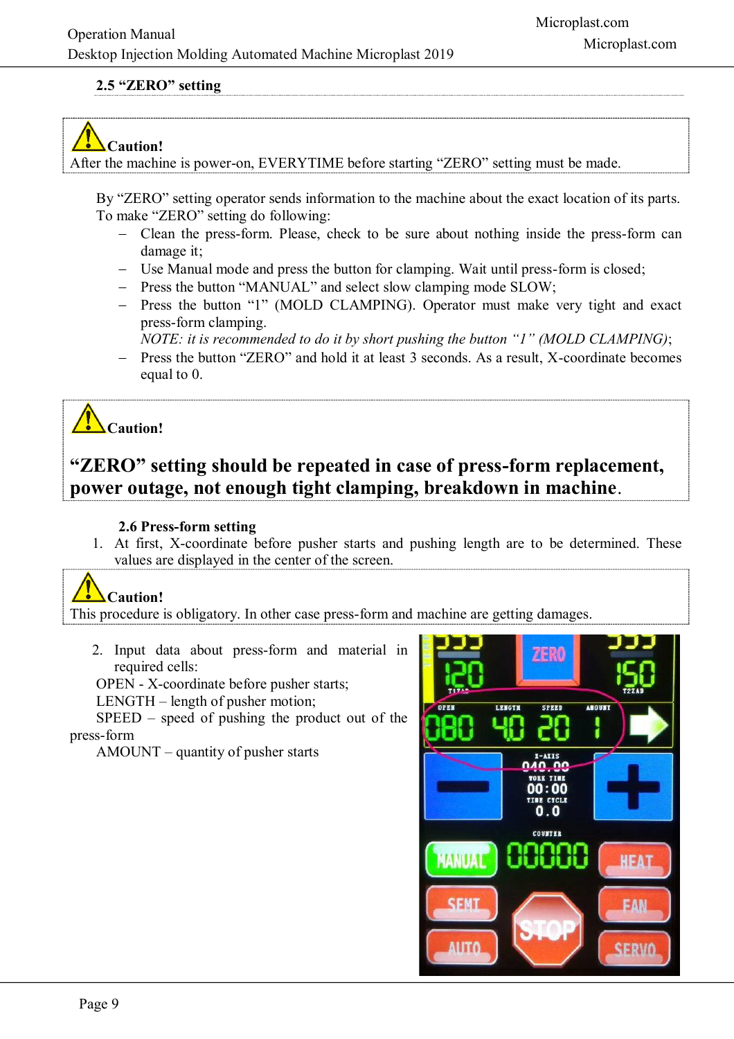### 2.5 "ZERO" setting

**Caution!**
After the machine is power-on, EVERYTIME before starting "ZERO" setting must be made.

By "ZERO" setting operator sends information to the machine about the exact location of its parts. To make "ZERO" setting do following:

- Clean the press-form. Please, check to be sure about nothing inside the press-form can damage it;
- Use Manual mode and press the button for clamping. Wait until press-form is closed;
- Press the button "MANUAL" and select slow clamping mode SLOW;
- Press the button "1" (MOLD CLAMPING). Operator must make very tight and exact press-form clamping.
  *NOTE: it is recommended to do it by short pushing the button "1" (MOLD CLAMPING)*;
- Press the button "ZERO" and hold it at least 3 seconds. As a result, X-coordinate becomes equal to 0.

**Caution!**

**"ZERO" setting should be repeated in case of press-form replacement, power outage, not enough tight clamping, breakdown in machine.**

### 2.6 Press-form setting

1. At first, X-coordinate before pusher starts and pushing length are to be determined. These values are displayed in the center of the screen.

**Caution!**
This procedure is obligatory. In other case press-form and machine are getting damages.

2. Input data about press-form and material in required cells:
   OPEN - X-coordinate before pusher starts;
   LENGTH – length of pusher motion;
   SPEED – speed of pushing the product out of the press-form
   AMOUNT – quantity of pusher starts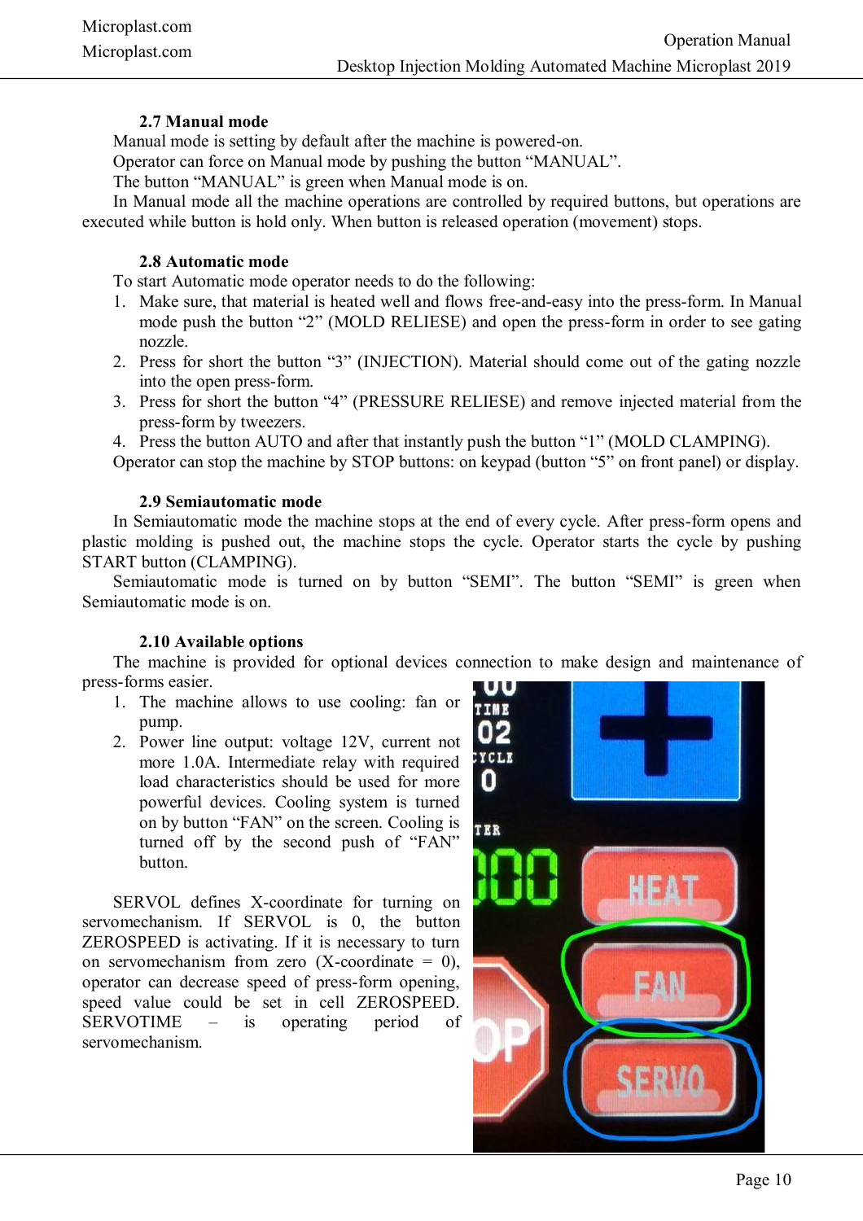### 2.7 Manual mode

Manual mode is setting by default after the machine is powered-on.

Operator can force on Manual mode by pushing the button “MANUAL”.

The button “MANUAL” is green when Manual mode is on.

In Manual mode all the machine operations are controlled by required buttons, but operations are executed while button is hold only. When button is released operation (movement) stops.

### 2.8 Automatic mode

To start Automatic mode operator needs to do the following:

1. Make sure, that material is heated well and flows free-and-easy into the press-form. In Manual mode push the button “2” (MOLD RELIESE) and open the press-form in order to see gating nozzle.
2. Press for short the button “3” (INJECTION). Material should come out of the gating nozzle into the open press-form.
3. Press for short the button “4” (PRESSURE RELIESE) and remove injected material from the press-form by tweezers.
4. Press the button AUTO and after that instantly push the button “1” (MOLD CLAMPING).

Operator can stop the machine by STOP buttons: on keypad (button “5” on front panel) or display.

### 2.9 Semiautomatic mode

In Semiautomatic mode the machine stops at the end of every cycle. After press-form opens and plastic molding is pushed out, the machine stops the cycle. Operator starts the cycle by pushing START button (CLAMPING).

Semiautomatic mode is turned on by button “SEMI”. The button “SEMI” is green when Semiautomatic mode is on.

### 2.10 Available options

The machine is provided for optional devices connection to make design and maintenance of press-forms easier.

1. The machine allows to use cooling: fan or pump.
2. Power line output: voltage 12V, current not more 1.0A. Intermediate relay with required load characteristics should be used for more powerful devices. Cooling system is turned on by button “FAN” on the screen. Cooling is turned off by the second push of “FAN” button.

SERVOL defines X-coordinate for turning on servomechanism. If SERVOL is 0, the button ZEROSPEED is activating. If it is necessary to turn on servomechanism from zero (X-coordinate = 0), operator can decrease speed of press-form opening, speed value could be set in cell ZEROSPEED. SERVOTIME – is operating period of servomechanism.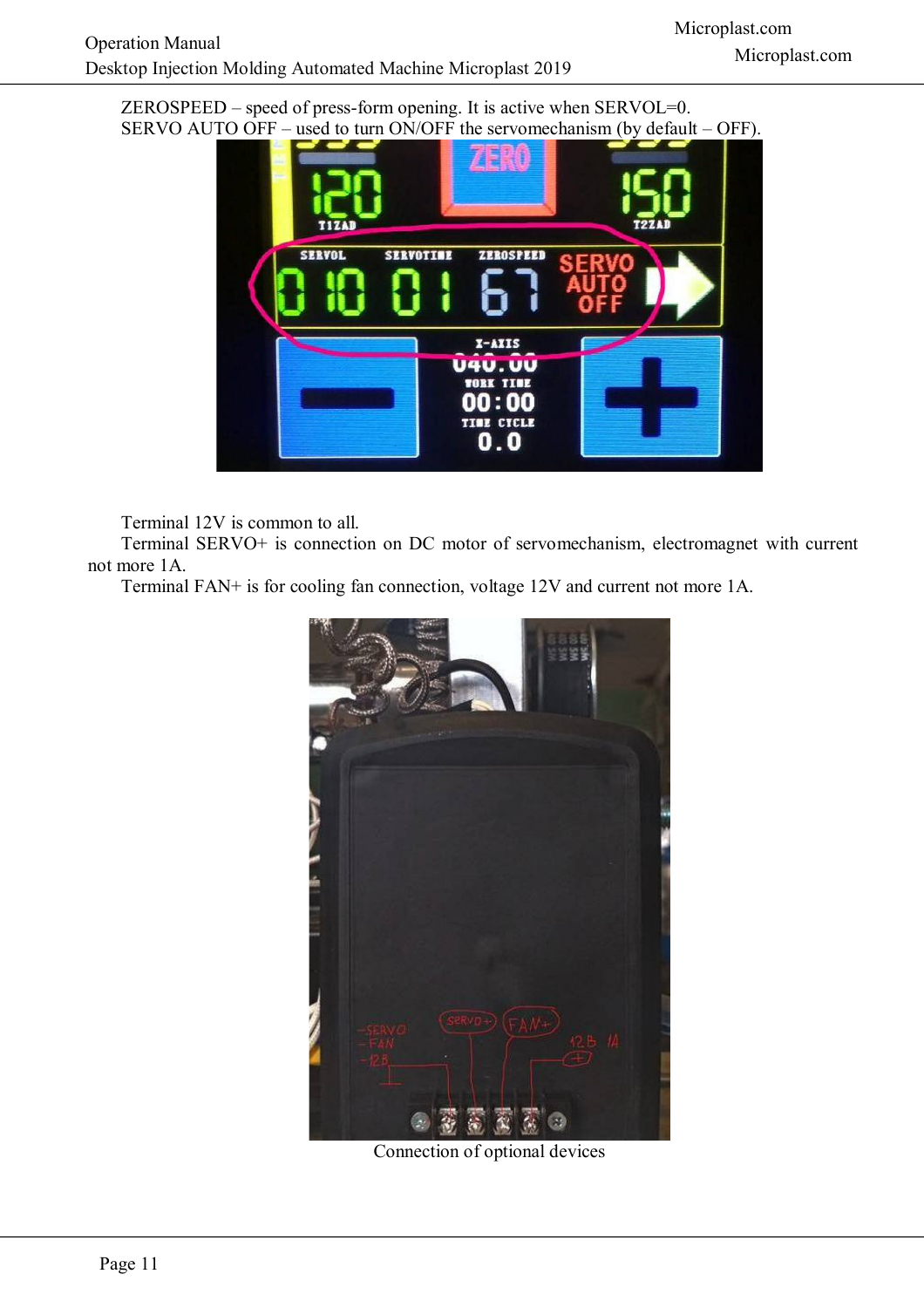ZEROSPEED – speed of press-form opening. It is active when SERVOL=0.

SERVO AUTO OFF – used to turn ON/OFF the servomechanism (by default – OFF).

Terminal 12V is common to all.

Terminal SERVO+ is connection on DC motor of servomechanism, electromagnet with current not more 1A.

Terminal FAN+ is for cooling fan connection, voltage 12V and current not more 1A.

Connection of optional devices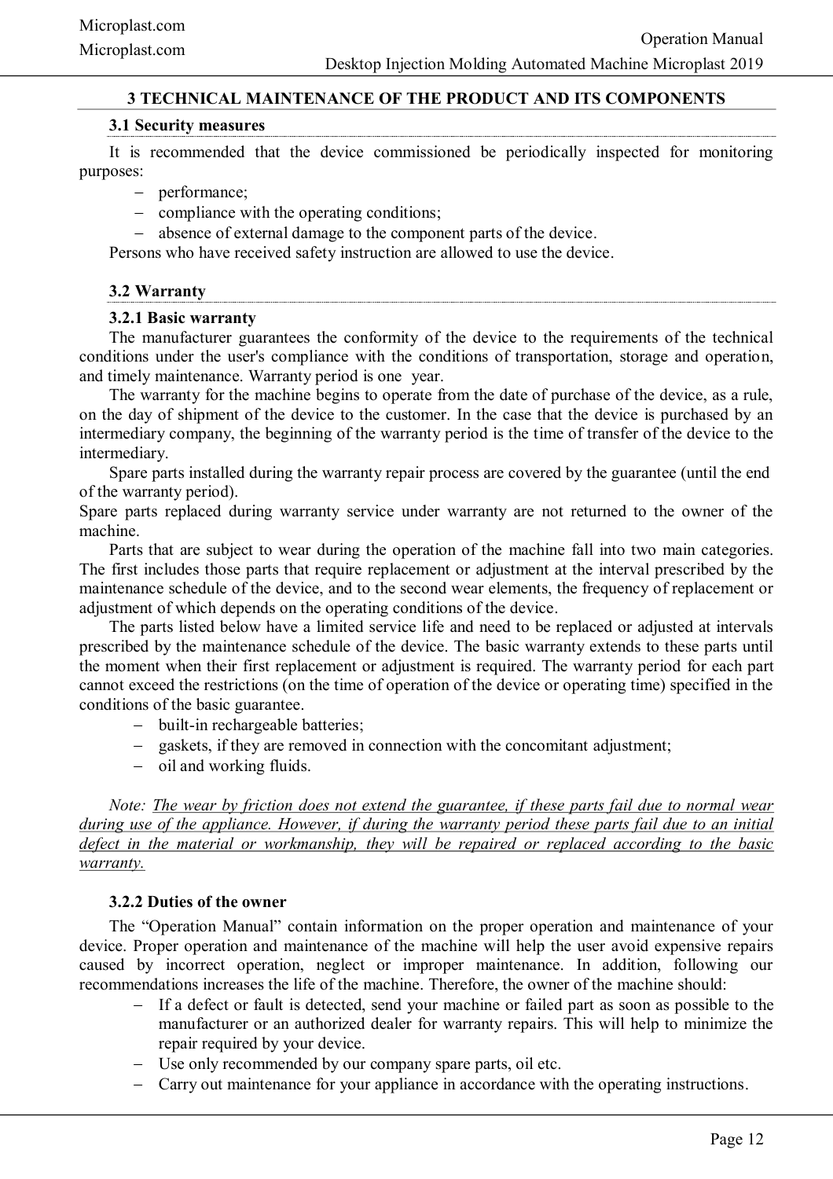# 3 TECHNICAL MAINTENANCE OF THE PRODUCT AND ITS COMPONENTS

## 3.1 Security measures

It is recommended that the device commissioned be periodically inspected for monitoring purposes:

- performance;
- compliance with the operating conditions;
- absence of external damage to the component parts of the device.

Persons who have received safety instruction are allowed to use the device.

## 3.2 Warranty

### 3.2.1 Basic warranty

The manufacturer guarantees the conformity of the device to the requirements of the technical conditions under the user's compliance with the conditions of transportation, storage and operation, and timely maintenance. Warranty period is one year.

The warranty for the machine begins to operate from the date of purchase of the device, as a rule, on the day of shipment of the device to the customer. In the case that the device is purchased by an intermediary company, the beginning of the warranty period is the time of transfer of the device to the intermediary.

Spare parts installed during the warranty repair process are covered by the guarantee (until the end of the warranty period).

Spare parts replaced during warranty service under warranty are not returned to the owner of the machine.

Parts that are subject to wear during the operation of the machine fall into two main categories. The first includes those parts that require replacement or adjustment at the interval prescribed by the maintenance schedule of the device, and to the second wear elements, the frequency of replacement or adjustment of which depends on the operating conditions of the device.

The parts listed below have a limited service life and need to be replaced or adjusted at intervals prescribed by the maintenance schedule of the device. The basic warranty extends to these parts until the moment when their first replacement or adjustment is required. The warranty period for each part cannot exceed the restrictions (on the time of operation of the device or operating time) specified in the conditions of the basic guarantee.

- built-in rechargeable batteries;
- gaskets, if they are removed in connection with the concomitant adjustment;
- oil and working fluids.

*Note:* <u>The wear by friction does not extend the guarantee, if these parts fail due to normal wear during use of the appliance. However, if during the warranty period these parts fail due to an initial defect in the material or workmanship, they will be repaired or replaced according to the basic warranty.</u>

### 3.2.2 Duties of the owner

The "Operation Manual" contain information on the proper operation and maintenance of your device. Proper operation and maintenance of the machine will help the user avoid expensive repairs caused by incorrect operation, neglect or improper maintenance. In addition, following our recommendations increases the life of the machine. Therefore, the owner of the machine should:

- If a defect or fault is detected, send your machine or failed part as soon as possible to the manufacturer or an authorized dealer for warranty repairs. This will help to minimize the repair required by your device.
- Use only recommended by our company spare parts, oil etc.
- Carry out maintenance for your appliance in accordance with the operating instructions.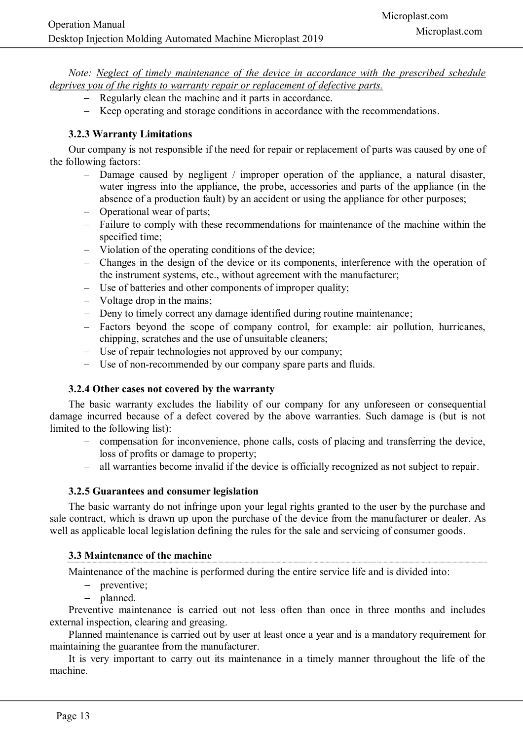*Note: Neglect of timely maintenance of the device in accordance with the prescribed schedule deprives you of the rights to warranty repair or replacement of defective parts.*

- Regularly clean the machine and it parts in accordance.
- Keep operating and storage conditions in accordance with the recommendations.

### 3.2.3 Warranty Limitations

Our company is not responsible if the need for repair or replacement of parts was caused by one of the following factors:

- Damage caused by negligent / improper operation of the appliance, a natural disaster, water ingress into the appliance, the probe, accessories and parts of the appliance (in the absence of a production fault) by an accident or using the appliance for other purposes;
- Operational wear of parts;
- Failure to comply with these recommendations for maintenance of the machine within the specified time;
- Violation of the operating conditions of the device;
- Changes in the design of the device or its components, interference with the operation of the instrument systems, etc., without agreement with the manufacturer;
- Use of batteries and other components of improper quality;
- Voltage drop in the mains;
- Deny to timely correct any damage identified during routine maintenance;
- Factors beyond the scope of company control, for example: air pollution, hurricanes, chipping, scratches and the use of unsuitable cleaners;
- Use of repair technologies not approved by our company;
- Use of non-recommended by our company spare parts and fluids.

### 3.2.4 Other cases not covered by the warranty

The basic warranty excludes the liability of our company for any unforeseen or consequential damage incurred because of a defect covered by the above warranties. Such damage is (but is not limited to the following list):

- compensation for inconvenience, phone calls, costs of placing and transferring the device, loss of profits or damage to property;
- all warranties become invalid if the device is officially recognized as not subject to repair.

### 3.2.5 Guarantees and consumer legislation

The basic warranty do not infringe upon your legal rights granted to the user by the purchase and sale contract, which is drawn up upon the purchase of the device from the manufacturer or dealer. As well as applicable local legislation defining the rules for the sale and servicing of consumer goods.

## 3.3 Maintenance of the machine

Maintenance of the machine is performed during the entire service life and is divided into:

- preventive;
- planned.

Preventive maintenance is carried out not less often than once in three months and includes external inspection, clearing and greasing.

Planned maintenance is carried out by user at least once a year and is a mandatory requirement for maintaining the guarantee from the manufacturer.

It is very important to carry out its maintenance in a timely manner throughout the life of the machine.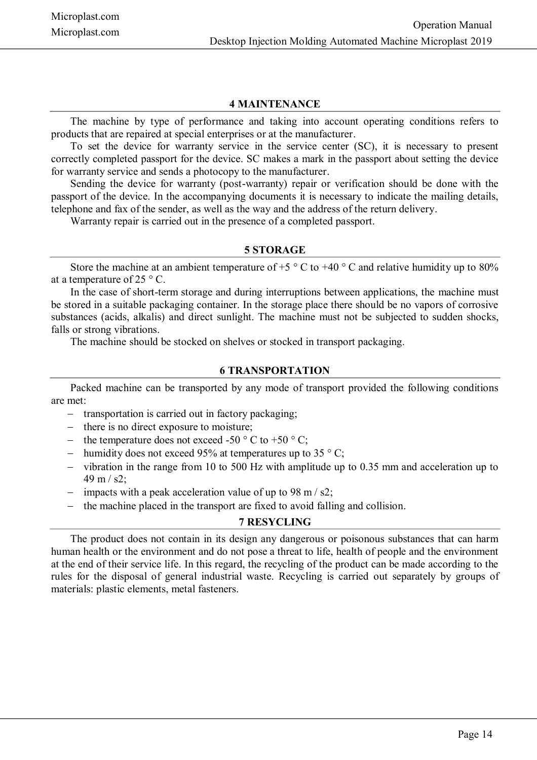## 4 MAINTENANCE

The machine by type of performance and taking into account operating conditions refers to products that are repaired at special enterprises or at the manufacturer.

To set the device for warranty service in the service center (SC), it is necessary to present correctly completed passport for the device. SC makes a mark in the passport about setting the device for warranty service and sends a photocopy to the manufacturer.

Sending the device for warranty (post-warranty) repair or verification should be done with the passport of the device. In the accompanying documents it is necessary to indicate the mailing details, telephone and fax of the sender, as well as the way and the address of the return delivery.

Warranty repair is carried out in the presence of a completed passport.

## 5 STORAGE

Store the machine at an ambient temperature of +5 ° C to +40 ° C and relative humidity up to 80% at a temperature of 25 ° C.

In the case of short-term storage and during interruptions between applications, the machine must be stored in a suitable packaging container. In the storage place there should be no vapors of corrosive substances (acids, alkalis) and direct sunlight. The machine must not be subjected to sudden shocks, falls or strong vibrations.

The machine should be stocked on shelves or stocked in transport packaging.

## 6 TRANSPORTATION

Packed machine can be transported by any mode of transport provided the following conditions are met:

- transportation is carried out in factory packaging;
- there is no direct exposure to moisture;
- the temperature does not exceed -50 ° C to +50 ° C;
- humidity does not exceed 95% at temperatures up to 35 ° C;
- vibration in the range from 10 to 500 Hz with amplitude up to 0.35 mm and acceleration up to 49 m / s2;
- impacts with a peak acceleration value of up to 98 m / s2;
- the machine placed in the transport are fixed to avoid falling and collision.

## 7 RESYCLING

The product does not contain in its design any dangerous or poisonous substances that can harm human health or the environment and do not pose a threat to life, health of people and the environment at the end of their service life. In this regard, the recycling of the product can be made according to the rules for the disposal of general industrial waste. Recycling is carried out separately by groups of materials: plastic elements, metal fasteners.